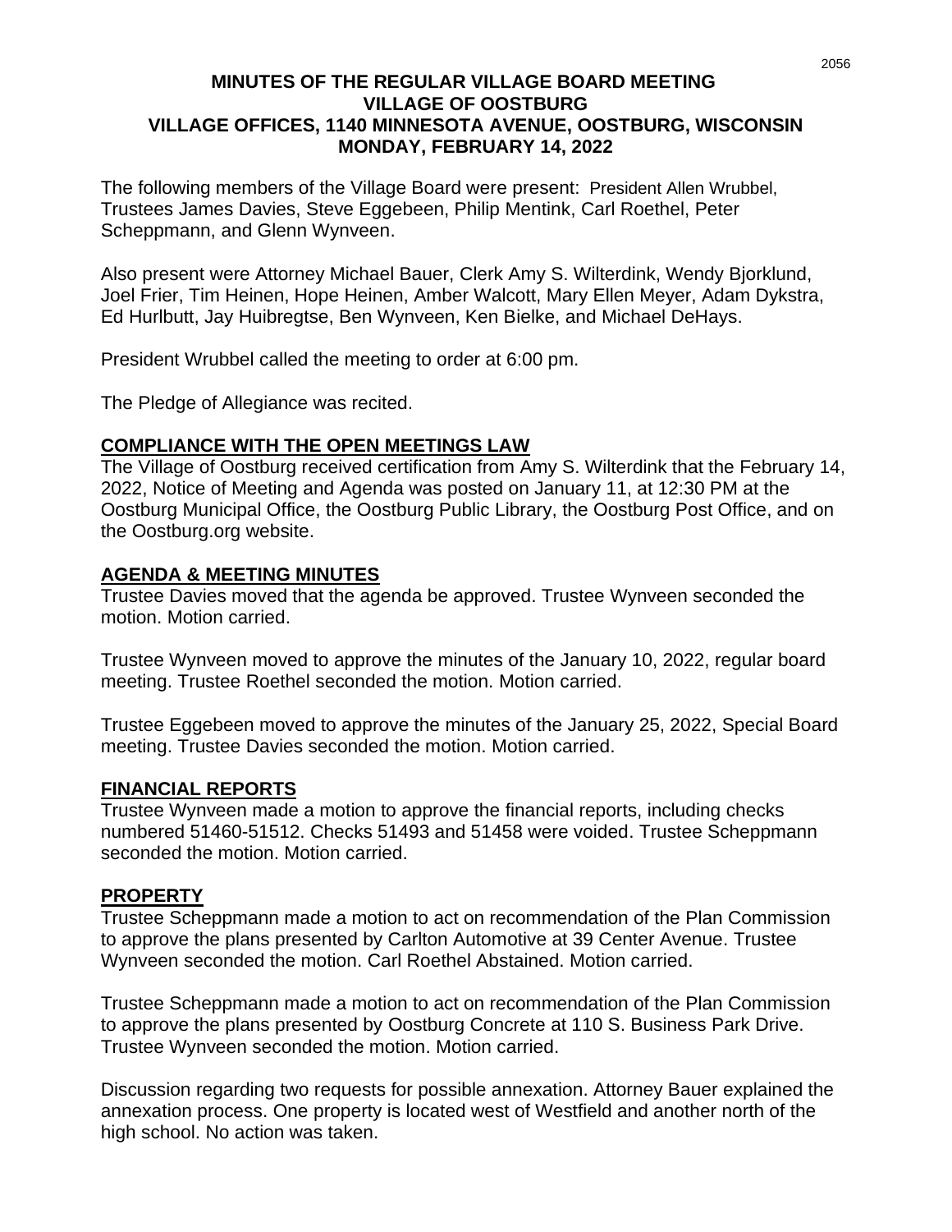# MINUTES OF THE REGULAR VILLAGE BOARD MEETING
# VILLAGE OF OOSTBURG
# VILLAGE OFFICES, 1140 MINNESOTA AVENUE, OOSTBURG, WISCONSIN
# MONDAY, FEBRUARY 14, 2022

The following members of the Village Board were present: President Allen Wrubbel, Trustees James Davies, Steve Eggebeen, Philip Mentink, Carl Roethel, Peter Scheppmann, and Glenn Wynveen.

Also present were Attorney Michael Bauer, Clerk Amy S. Wilterdink, Wendy Bjorklund, Joel Frier, Tim Heinen, Hope Heinen, Amber Walcott, Mary Ellen Meyer, Adam Dykstra, Ed Hurlbutt, Jay Huibregtse, Ben Wynveen, Ken Bielke, and Michael DeHays.

President Wrubbel called the meeting to order at 6:00 pm.

The Pledge of Allegiance was recited.

## COMPLIANCE WITH THE OPEN MEETINGS LAW

The Village of Oostburg received certification from Amy S. Wilterdink that the February 14, 2022, Notice of Meeting and Agenda was posted on January 11, at 12:30 PM at the Oostburg Municipal Office, the Oostburg Public Library, the Oostburg Post Office, and on the Oostburg.org website.

## AGENDA & MEETING MINUTES

Trustee Davies moved that the agenda be approved. Trustee Wynveen seconded the motion. Motion carried.

Trustee Wynveen moved to approve the minutes of the January 10, 2022, regular board meeting. Trustee Roethel seconded the motion. Motion carried.

Trustee Eggebeen moved to approve the minutes of the January 25, 2022, Special Board meeting. Trustee Davies seconded the motion. Motion carried.

## FINANCIAL REPORTS

Trustee Wynveen made a motion to approve the financial reports, including checks numbered 51460-51512. Checks 51493 and 51458 were voided. Trustee Scheppmann seconded the motion. Motion carried.

## PROPERTY

Trustee Scheppmann made a motion to act on recommendation of the Plan Commission to approve the plans presented by Carlton Automotive at 39 Center Avenue. Trustee Wynveen seconded the motion. Carl Roethel Abstained. Motion carried.

Trustee Scheppmann made a motion to act on recommendation of the Plan Commission to approve the plans presented by Oostburg Concrete at 110 S. Business Park Drive. Trustee Wynveen seconded the motion. Motion carried.

Discussion regarding two requests for possible annexation. Attorney Bauer explained the annexation process. One property is located west of Westfield and another north of the high school. No action was taken.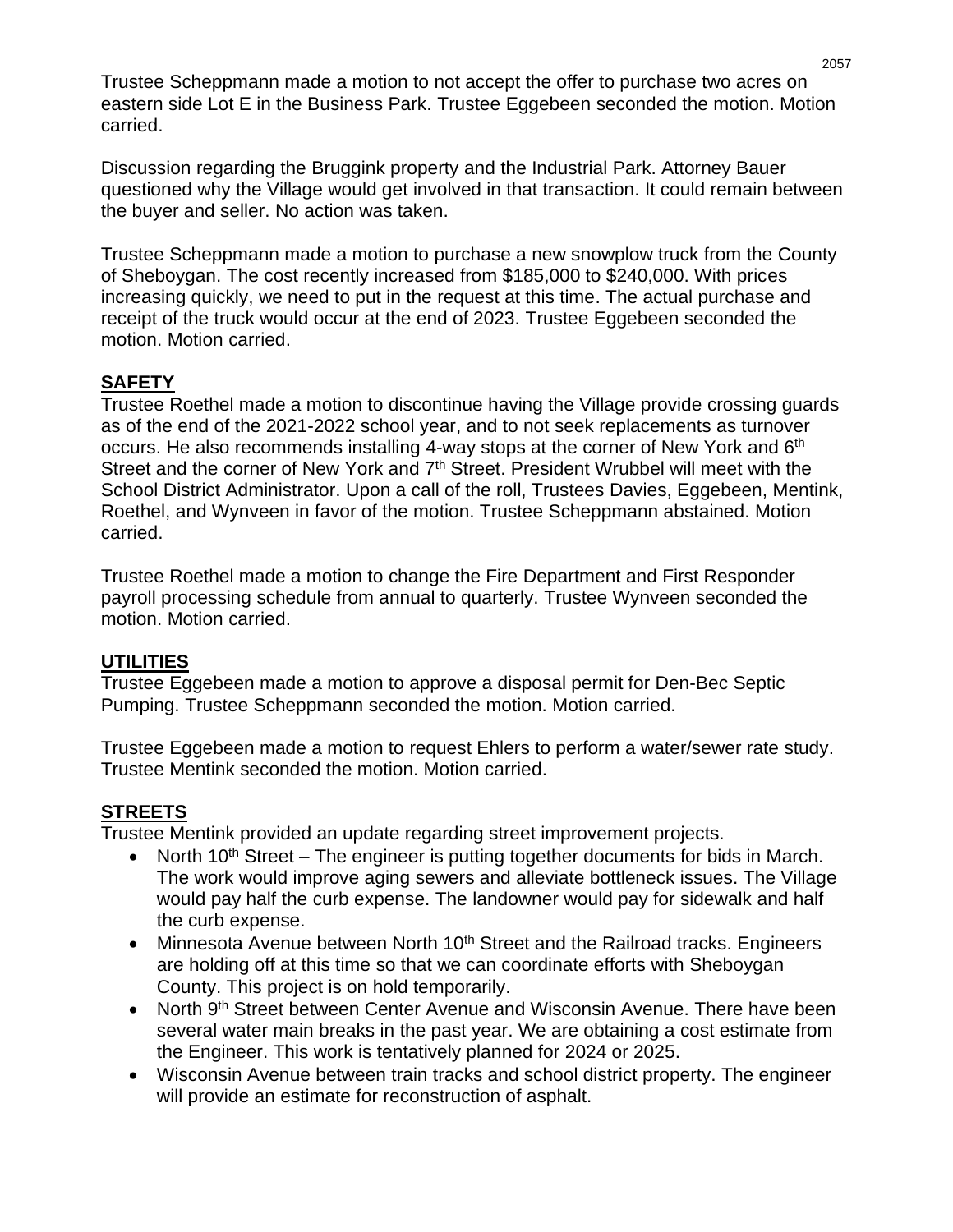Trustee Scheppmann made a motion to not accept the offer to purchase two acres on eastern side Lot E in the Business Park. Trustee Eggebeen seconded the motion. Motion carried.

Discussion regarding the Bruggink property and the Industrial Park. Attorney Bauer questioned why the Village would get involved in that transaction. It could remain between the buyer and seller. No action was taken.

Trustee Scheppmann made a motion to purchase a new snowplow truck from the County of Sheboygan. The cost recently increased from $185,000 to $240,000. With prices increasing quickly, we need to put in the request at this time. The actual purchase and receipt of the truck would occur at the end of 2023. Trustee Eggebeen seconded the motion. Motion carried.

## SAFETY

Trustee Roethel made a motion to discontinue having the Village provide crossing guards as of the end of the 2021-2022 school year, and to not seek replacements as turnover occurs. He also recommends installing 4-way stops at the corner of New York and 6th Street and the corner of New York and 7th Street. President Wrubbel will meet with the School District Administrator. Upon a call of the roll, Trustees Davies, Eggebeen, Mentink, Roethel, and Wynveen in favor of the motion. Trustee Scheppmann abstained. Motion carried.

Trustee Roethel made a motion to change the Fire Department and First Responder payroll processing schedule from annual to quarterly. Trustee Wynveen seconded the motion. Motion carried.

## UTILITIES

Trustee Eggebeen made a motion to approve a disposal permit for Den-Bec Septic Pumping. Trustee Scheppmann seconded the motion. Motion carried.

Trustee Eggebeen made a motion to request Ehlers to perform a water/sewer rate study. Trustee Mentink seconded the motion. Motion carried.

## STREETS

Trustee Mentink provided an update regarding street improvement projects.

- North 10th Street – The engineer is putting together documents for bids in March. The work would improve aging sewers and alleviate bottleneck issues. The Village would pay half the curb expense. The landowner would pay for sidewalk and half the curb expense.
- Minnesota Avenue between North 10th Street and the Railroad tracks. Engineers are holding off at this time so that we can coordinate efforts with Sheboygan County. This project is on hold temporarily.
- North 9th Street between Center Avenue and Wisconsin Avenue. There have been several water main breaks in the past year. We are obtaining a cost estimate from the Engineer. This work is tentatively planned for 2024 or 2025.
- Wisconsin Avenue between train tracks and school district property. The engineer will provide an estimate for reconstruction of asphalt.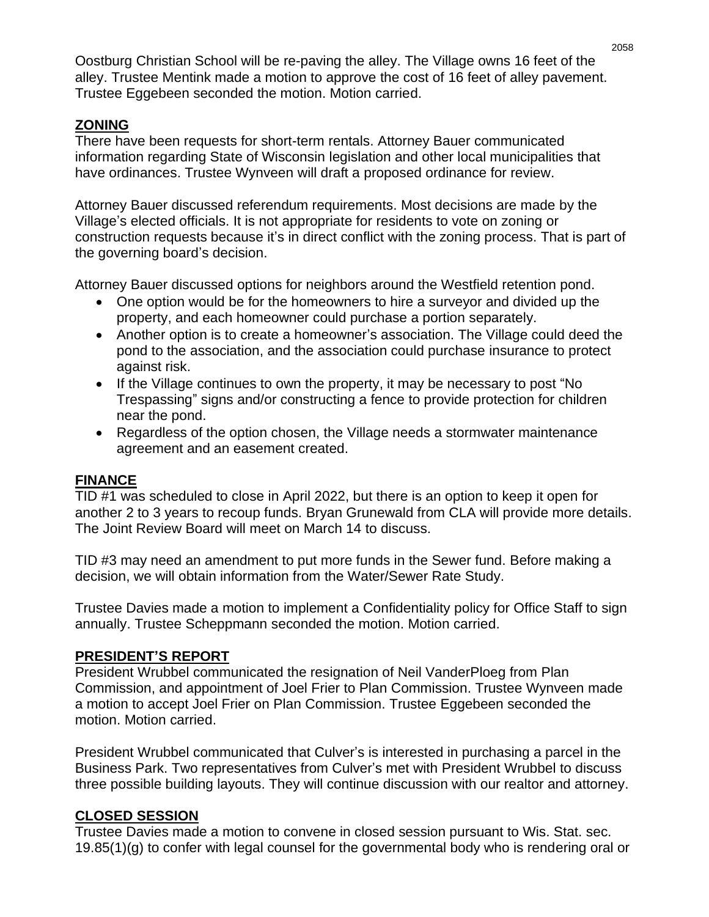Oostburg Christian School will be re-paving the alley. The Village owns 16 feet of the alley. Trustee Mentink made a motion to approve the cost of 16 feet of alley pavement. Trustee Eggebeen seconded the motion. Motion carried.

## **ZONING**

There have been requests for short-term rentals. Attorney Bauer communicated information regarding State of Wisconsin legislation and other local municipalities that have ordinances. Trustee Wynveen will draft a proposed ordinance for review.

Attorney Bauer discussed referendum requirements. Most decisions are made by the Village's elected officials. It is not appropriate for residents to vote on zoning or construction requests because it's in direct conflict with the zoning process. That is part of the governing board's decision.

Attorney Bauer discussed options for neighbors around the Westfield retention pond.

- One option would be for the homeowners to hire a surveyor and divided up the property, and each homeowner could purchase a portion separately.
- Another option is to create a homeowner's association. The Village could deed the pond to the association, and the association could purchase insurance to protect against risk.
- If the Village continues to own the property, it may be necessary to post "No Trespassing" signs and/or constructing a fence to provide protection for children near the pond.
- Regardless of the option chosen, the Village needs a stormwater maintenance agreement and an easement created.

## **FINANCE**

TID #1 was scheduled to close in April 2022, but there is an option to keep it open for another 2 to 3 years to recoup funds. Bryan Grunewald from CLA will provide more details. The Joint Review Board will meet on March 14 to discuss.

TID #3 may need an amendment to put more funds in the Sewer fund. Before making a decision, we will obtain information from the Water/Sewer Rate Study.

Trustee Davies made a motion to implement a Confidentiality policy for Office Staff to sign annually. Trustee Scheppmann seconded the motion. Motion carried.

## **PRESIDENT'S REPORT**

President Wrubbel communicated the resignation of Neil VanderPloeg from Plan Commission, and appointment of Joel Frier to Plan Commission. Trustee Wynveen made a motion to accept Joel Frier on Plan Commission. Trustee Eggebeen seconded the motion. Motion carried.

President Wrubbel communicated that Culver's is interested in purchasing a parcel in the Business Park. Two representatives from Culver's met with President Wrubbel to discuss three possible building layouts. They will continue discussion with our realtor and attorney.

## **CLOSED SESSION**

Trustee Davies made a motion to convene in closed session pursuant to Wis. Stat. sec. 19.85(1)(g) to confer with legal counsel for the governmental body who is rendering oral or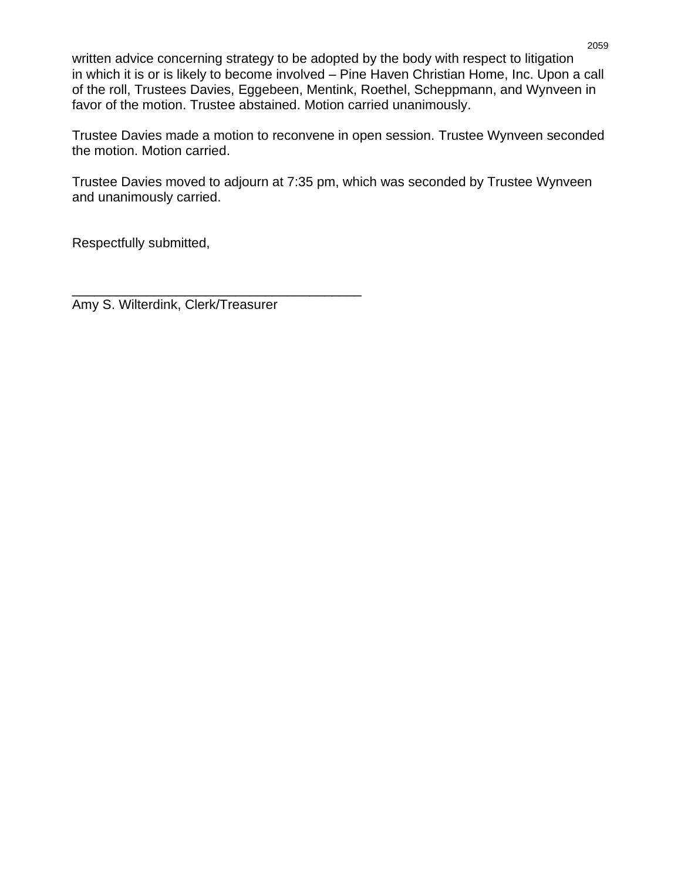written advice concerning strategy to be adopted by the body with respect to litigation in which it is or is likely to become involved – Pine Haven Christian Home, Inc. Upon a call of the roll, Trustees Davies, Eggebeen, Mentink, Roethel, Scheppmann, and Wynveen in favor of the motion. Trustee abstained. Motion carried unanimously.

Trustee Davies made a motion to reconvene in open session. Trustee Wynveen seconded the motion. Motion carried.

Trustee Davies moved to adjourn at 7:35 pm, which was seconded by Trustee Wynveen and unanimously carried.

Respectfully submitted,

_______________________________________
Amy S. Wilterdink, Clerk/Treasurer